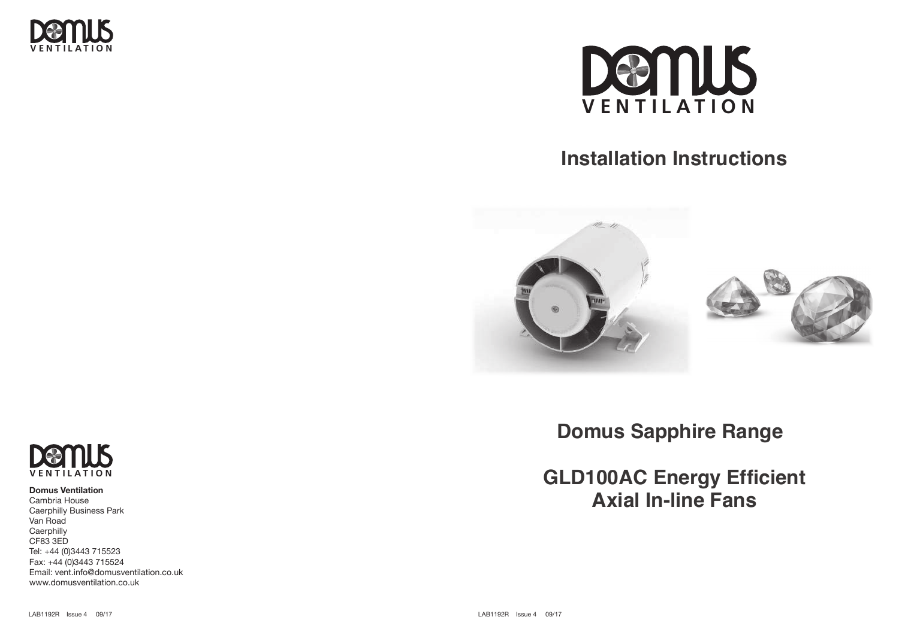DOMUS VENTILATION

**Domus Ventilation**
Cambria House
Caerphilly Business Park
Van Road
Caerphilly
CF83 3ED
Tel: +44 (0)3443 715523
Fax: +44 (0)3443 715524
Email: vent.info@domusventilation.co.uk
www.domusventilation.co.uk

LAB1192R Issue 4 09/17

DOMUS VENTILATION

# Installation Instructions

## Domus Sapphire Range

## GLD100AC Energy Efficient Axial In-line Fans

LAB1192R Issue 4 09/17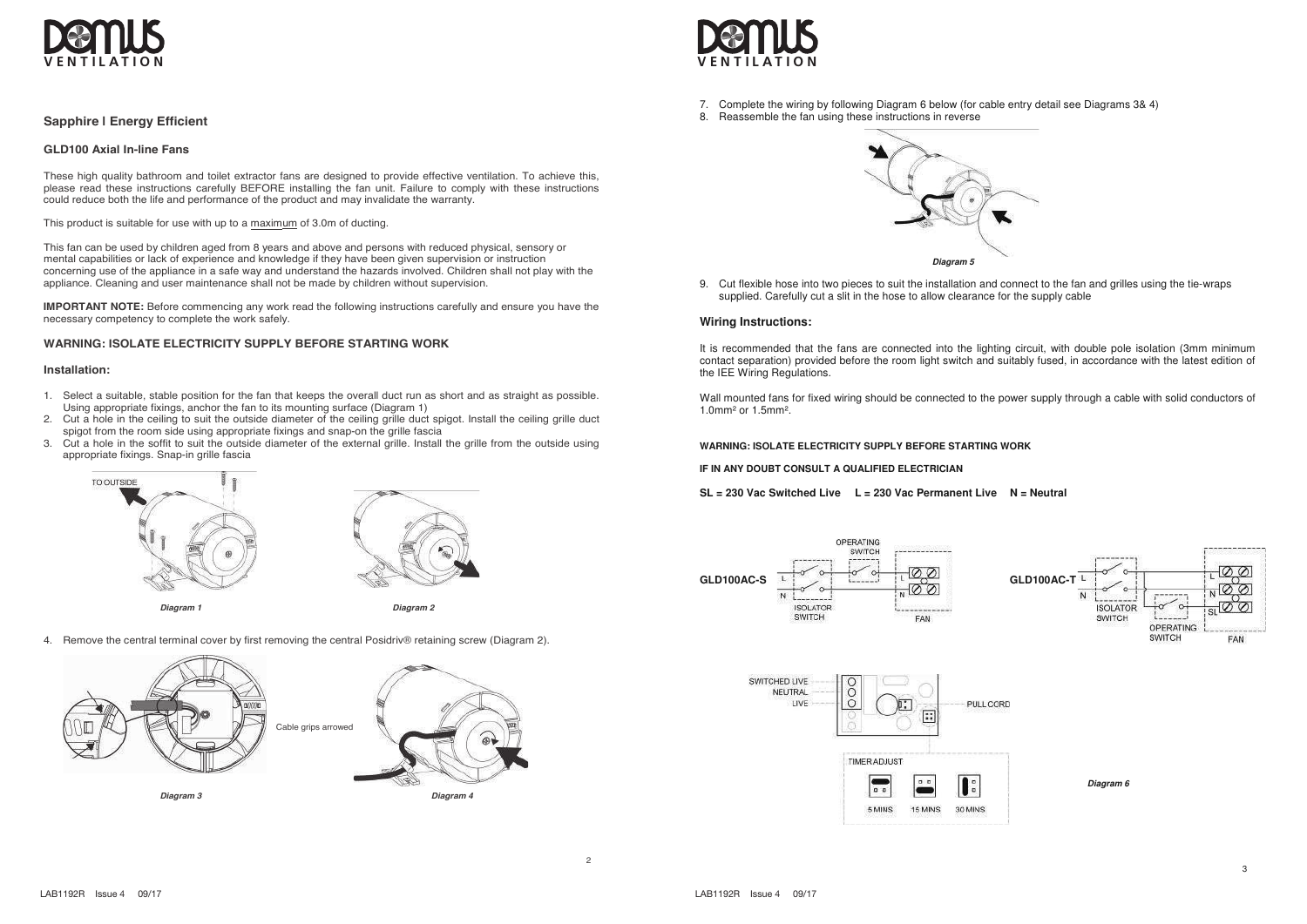# Sapphire | Energy Efficient

## GLD100 Axial In-line Fans

These high quality bathroom and toilet extractor fans are designed to provide effective ventilation. To achieve this, please read these instructions carefully BEFORE installing the fan unit. Failure to comply with these instructions could reduce both the life and performance of the product and may invalidate the warranty.

This product is suitable for use with up to a maximum of 3.0m of ducting.

This fan can be used by children aged from 8 years and above and persons with reduced physical, sensory or mental capabilities or lack of experience and knowledge if they have been given supervision or instruction concerning use of the appliance in a safe way and understand the hazards involved. Children shall not play with the appliance. Cleaning and user maintenance shall not be made by children without supervision.

**IMPORTANT NOTE:** Before commencing any work read the following instructions carefully and ensure you have the necessary competency to complete the work safely.

### WARNING: ISOLATE ELECTRICITY SUPPLY BEFORE STARTING WORK

### Installation:

1. Select a suitable, stable position for the fan that keeps the overall duct run as short and as straight as possible. Using appropriate fixings, anchor the fan to its mounting surface (Diagram 1)
2. Cut a hole in the ceiling to suit the outside diameter of the ceiling grille duct spigot. Install the ceiling grille duct spigot from the room side using appropriate fixings and snap-on the grille fascia
3. Cut a hole in the soffit to suit the outside diameter of the external grille. Install the grille from the outside using appropriate fixings. Snap-in grille fascia

TO OUTSIDE

*Diagram 1*

*Diagram 2*

4. Remove the central terminal cover by first removing the central Posidriv® retaining screw (Diagram 2).

Cable grips arrowed

*Diagram 3*

*Diagram 4*

7. Complete the wiring by following Diagram 6 below (for cable entry detail see Diagrams 3& 4)
8. Reassemble the fan using these instructions in reverse

*Diagram 5*

9. Cut flexible hose into two pieces to suit the installation and connect to the fan and grilles using the tie-wraps supplied. Carefully cut a slit in the hose to allow clearance for the supply cable

### Wiring Instructions:

It is recommended that the fans are connected into the lighting circuit, with double pole isolation (3mm minimum contact separation) provided before the room light switch and suitably fused, in accordance with the latest edition of the IEE Wiring Regulations.

Wall mounted fans for fixed wiring should be connected to the power supply through a cable with solid conductors of 1.0mm² or 1.5mm².

**WARNING: ISOLATE ELECTRICITY SUPPLY BEFORE STARTING WORK**

**IF IN ANY DOUBT CONSULT A QUALIFIED ELECTRICIAN**

**SL = 230 Vac Switched Live L = 230 Vac Permanent Live N = Neutral**

GLD100AC-S
L
N
OPERATING SWITCH
ISOLATOR SWITCH
L
N
FAN

GLD100AC-T
L
N
ISOLATOR SWITCH
OPERATING SWITCH
L
N
SL
FAN

SWITCHED LIVE
NEUTRAL
LIVE
PULL CORD
TIMER ADJUST
5 MINS
15 MINS
30 MINS

*Diagram 6*